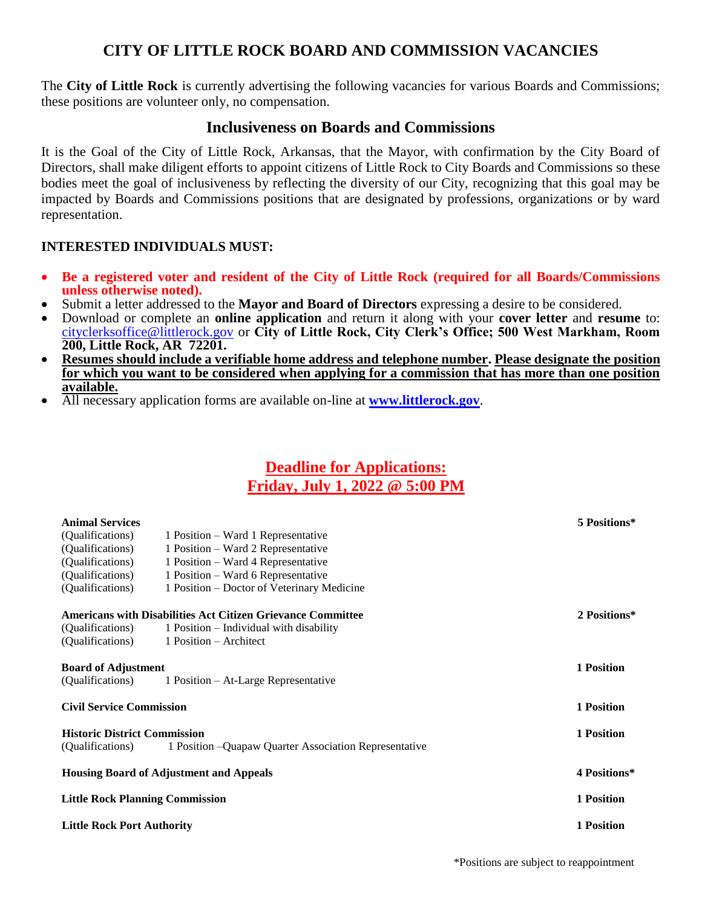# CITY OF LITTLE ROCK BOARD AND COMMISSION VACANCIES

The **City of Little Rock** is currently advertising the following vacancies for various Boards and Commissions; these positions are volunteer only, no compensation.

## Inclusiveness on Boards and Commissions

It is the Goal of the City of Little Rock, Arkansas, that the Mayor, with confirmation by the City Board of Directors, shall make diligent efforts to appoint citizens of Little Rock to City Boards and Commissions so these bodies meet the goal of inclusiveness by reflecting the diversity of our City, recognizing that this goal may be impacted by Boards and Commissions positions that are designated by professions, organizations or by ward representation.

**INTERESTED INDIVIDUALS MUST:**

- **Be a registered voter and resident of the City of Little Rock (required for all Boards/Commissions unless otherwise noted).**
- Submit a letter addressed to the **Mayor and Board of Directors** expressing a desire to be considered.
- Download or complete an **online application** and return it along with your **cover letter** and **resume** to: cityclerksoffice@littlerock.gov or **City of Little Rock, City Clerk's Office; 500 West Markham, Room 200, Little Rock, AR 72201.**
- **Resumes should include a verifiable home address and telephone number. Please designate the position for which you want to be considered when applying for a commission that has more than one position available.**
- All necessary application forms are available on-line at **www.littlerock.gov**.

## Deadline for Applications:
## Friday, July 1, 2022 @ 5:00 PM

**Animal Services** — **5 Positions***
- (Qualifications) 1 Position – Ward 1 Representative
- (Qualifications) 1 Position – Ward 2 Representative
- (Qualifications) 1 Position – Ward 4 Representative
- (Qualifications) 1 Position – Ward 6 Representative
- (Qualifications) 1 Position – Doctor of Veterinary Medicine

**Americans with Disabilities Act Citizen Grievance Committee** — **2 Positions***
- (Qualifications) 1 Position – Individual with disability
- (Qualifications) 1 Position – Architect

**Board of Adjustment** — **1 Position**
- (Qualifications) 1 Position – At-Large Representative

**Civil Service Commission** — **1 Position**

**Historic District Commission** — **1 Position**
- (Qualifications) 1 Position –Quapaw Quarter Association Representative

**Housing Board of Adjustment and Appeals** — **4 Positions***

**Little Rock Planning Commission** — **1 Position**

**Little Rock Port Authority** — **1 Position**

*Positions are subject to reappointment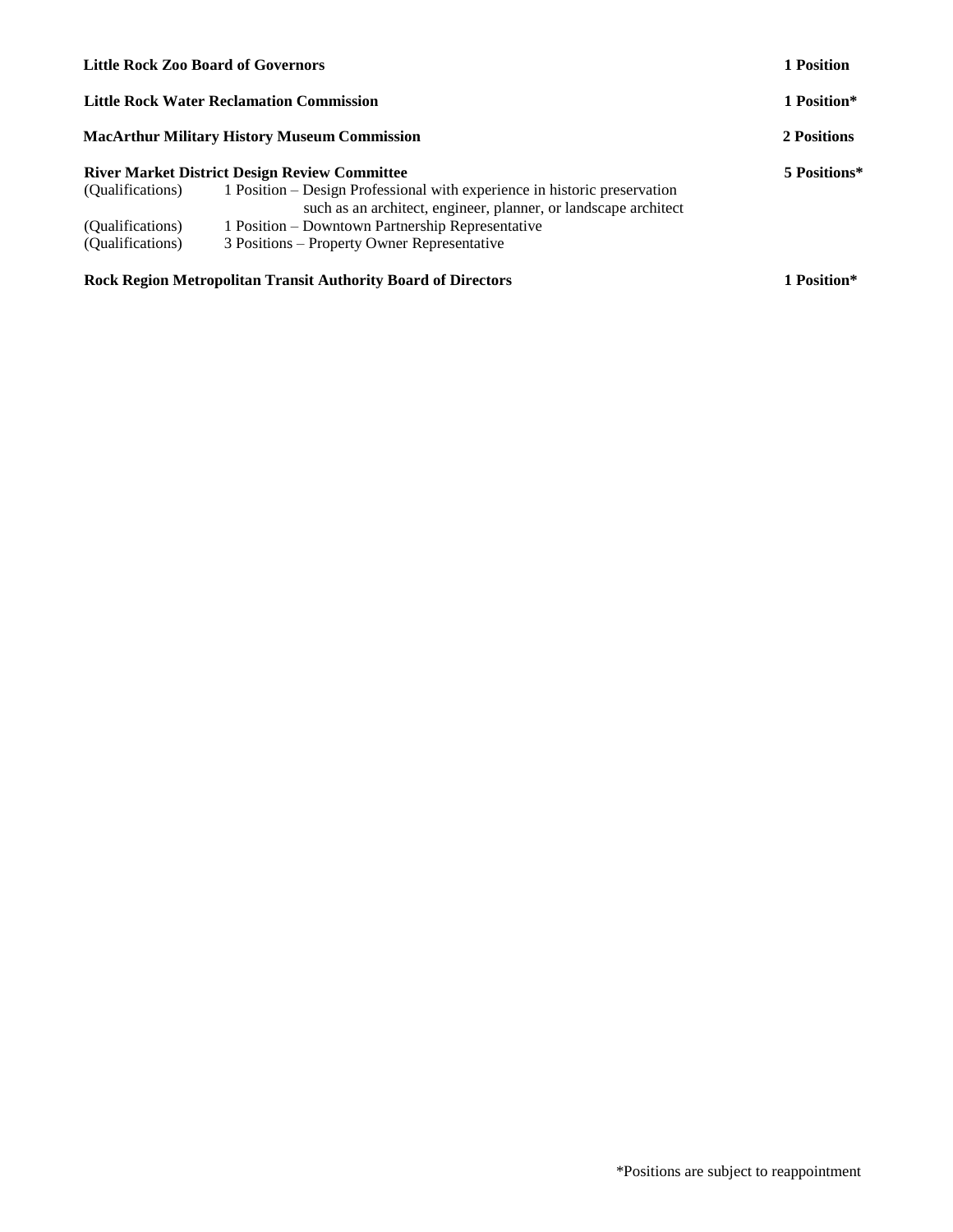**Little Rock Zoo Board of Governors** — **1 Position**

**Little Rock Water Reclamation Commission** — **1 Position***

**MacArthur Military History Museum Commission** — **2 Positions**

**River Market District Design Review Committee** — **5 Positions***

| | |
|---|---|
| (Qualifications) | 1 Position – Design Professional with experience in historic preservation such as an architect, engineer, planner, or landscape architect |
| (Qualifications) | 1 Position – Downtown Partnership Representative |
| (Qualifications) | 3 Positions – Property Owner Representative |

**Rock Region Metropolitan Transit Authority Board of Directors** — **1 Position***

*Positions are subject to reappointment